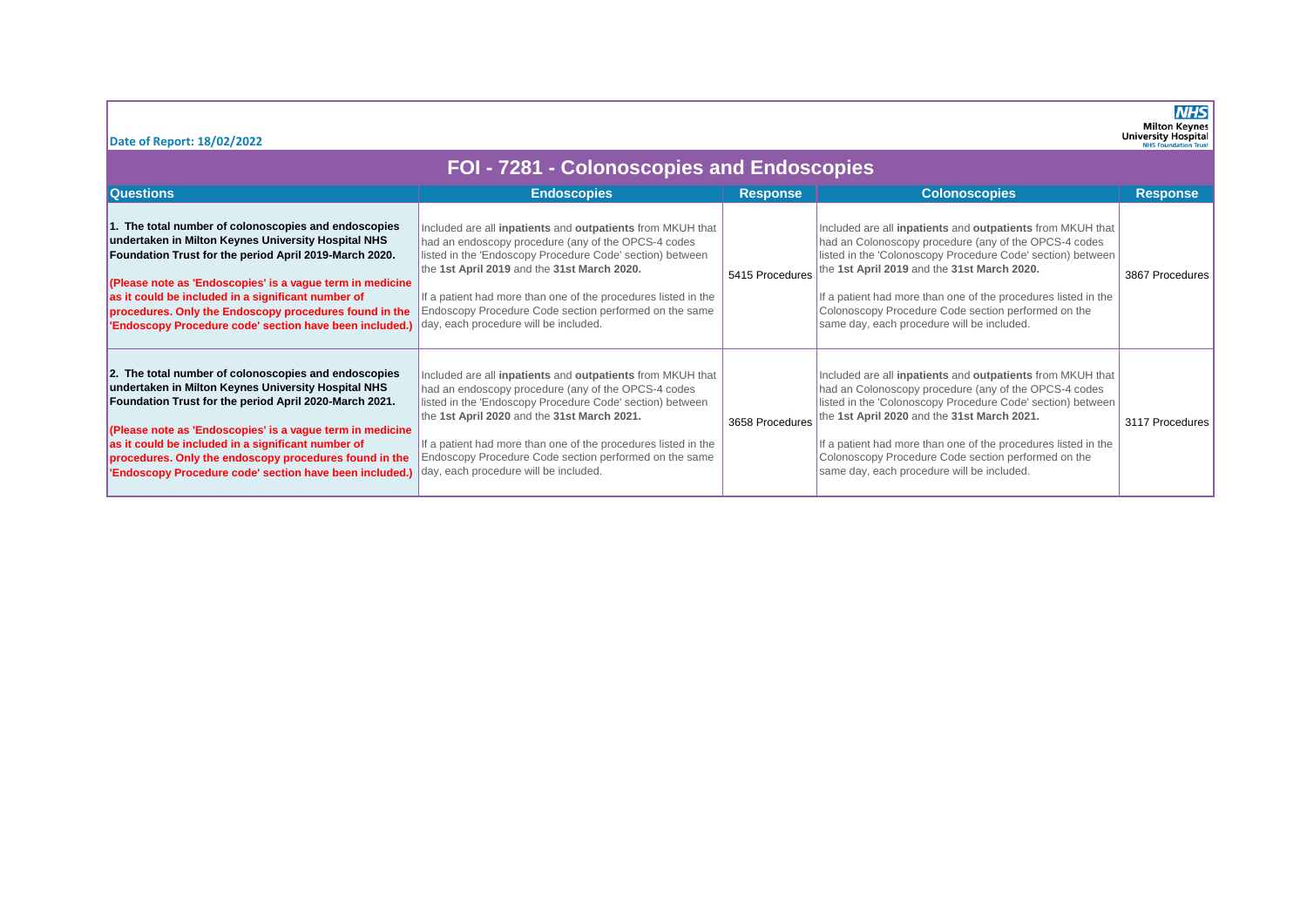Date of Report: 18/02/2022

Milton Keynes University Hospital NHS Foundation Trust

# FOI - 7281 - Colonoscopies and Endoscopies

| Questions | Endoscopies | Response | Colonoscopies | Response |
|---|---|---|---|---|
| **1. The total number of colonoscopies and endoscopies undertaken in Milton Keynes University Hospital NHS Foundation Trust for the period April 2019-March 2020.** **(Please note as 'Endoscopies' is a vague term in medicine as it could be included in a significant number of procedures. Only the Endoscopy procedures found in the 'Endoscopy Procedure code' section have been included.)** | Included are all **inpatients** and **outpatients** from MKUH that had an endoscopy procedure (any of the OPCS-4 codes listed in the 'Endoscopy Procedure Code' section) between the **1st April 2019** and the **31st March 2020.** If a patient had more than one of the procedures listed in the Endoscopy Procedure Code section performed on the same day, each procedure will be included. | 5415 Procedures | Included are all **inpatients** and **outpatients** from MKUH that had an Colonoscopy procedure (any of the OPCS-4 codes listed in the 'Colonoscopy Procedure Code' section) between the **1st April 2019** and the **31st March 2020.** If a patient had more than one of the procedures listed in the Colonoscopy Procedure Code section performed on the same day, each procedure will be included. | 3867 Procedures |
| **2. The total number of colonoscopies and endoscopies undertaken in Milton Keynes University Hospital NHS Foundation Trust for the period April 2020-March 2021.** **(Please note as 'Endoscopies' is a vague term in medicine as it could be included in a significant number of procedures. Only the endoscopy procedures found in the 'Endoscopy Procedure code' section have been included.)** | Included are all **inpatients** and **outpatients** from MKUH that had an endoscopy procedure (any of the OPCS-4 codes listed in the 'Endoscopy Procedure Code' section) between the **1st April 2020** and the **31st March 2021.** If a patient had more than one of the procedures listed in the Endoscopy Procedure Code section performed on the same day, each procedure will be included. | 3658 Procedures | Included are all **inpatients** and **outpatients** from MKUH that had an Colonoscopy procedure (any of the OPCS-4 codes listed in the 'Colonoscopy Procedure Code' section) between the **1st April 2020** and the **31st March 2021.** If a patient had more than one of the procedures listed in the Colonoscopy Procedure Code section performed on the same day, each procedure will be included. | 3117 Procedures |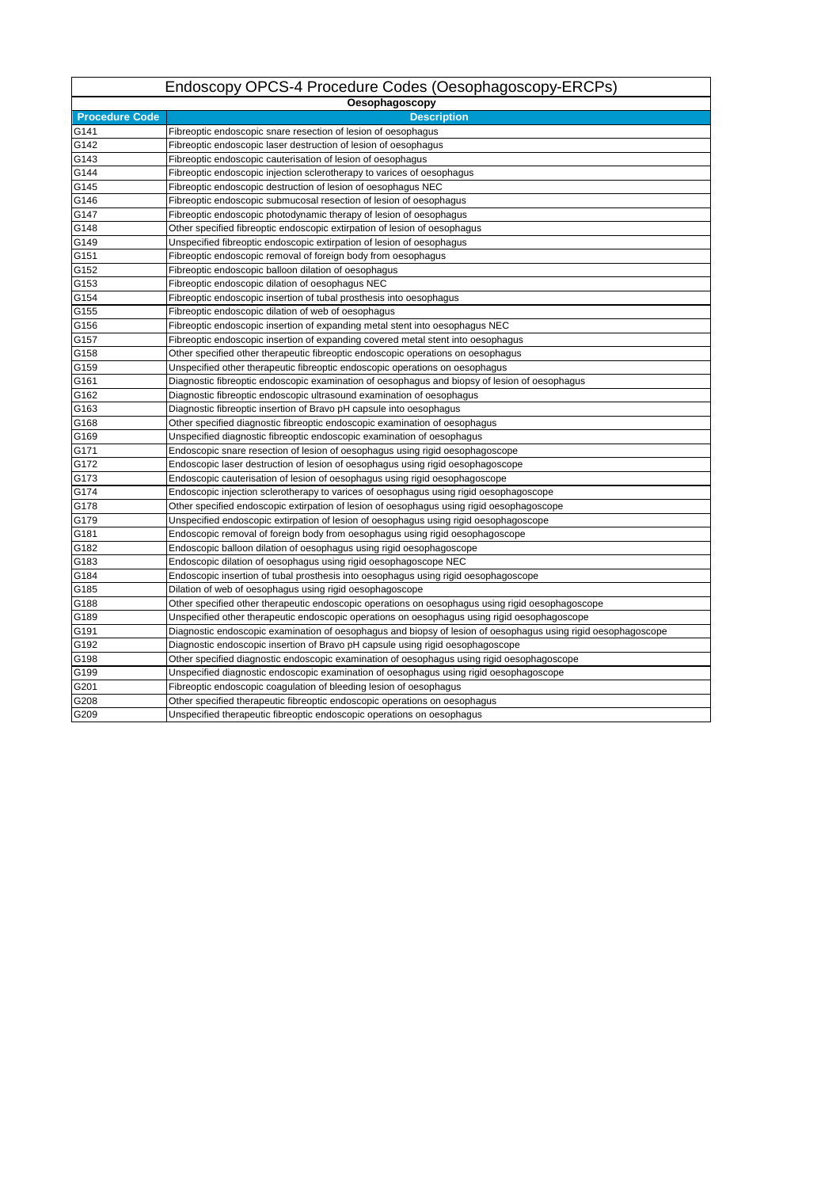# Endoscopy OPCS-4 Procedure Codes (Oesophagoscopy-ERCPs)

## Oesophagoscopy

| Procedure Code | Description |
|---|---|
| G141 | Fibreoptic endoscopic snare resection of lesion of oesophagus |
| G142 | Fibreoptic endoscopic laser destruction of lesion of oesophagus |
| G143 | Fibreoptic endoscopic cauterisation of lesion of oesophagus |
| G144 | Fibreoptic endoscopic injection sclerotherapy to varices of oesophagus |
| G145 | Fibreoptic endoscopic destruction of lesion of oesophagus NEC |
| G146 | Fibreoptic endoscopic submucosal resection of lesion of oesophagus |
| G147 | Fibreoptic endoscopic photodynamic therapy of lesion of oesophagus |
| G148 | Other specified fibreoptic endoscopic extirpation of lesion of oesophagus |
| G149 | Unspecified fibreoptic endoscopic extirpation of lesion of oesophagus |
| G151 | Fibreoptic endoscopic removal of foreign body from oesophagus |
| G152 | Fibreoptic endoscopic balloon dilation of oesophagus |
| G153 | Fibreoptic endoscopic dilation of oesophagus NEC |
| G154 | Fibreoptic endoscopic insertion of tubal prosthesis into oesophagus |
| G155 | Fibreoptic endoscopic dilation of web of oesophagus |
| G156 | Fibreoptic endoscopic insertion of expanding metal stent into oesophagus NEC |
| G157 | Fibreoptic endoscopic insertion of expanding covered metal stent into oesophagus |
| G158 | Other specified other therapeutic fibreoptic endoscopic operations on oesophagus |
| G159 | Unspecified other therapeutic fibreoptic endoscopic operations on oesophagus |
| G161 | Diagnostic fibreoptic endoscopic examination of oesophagus and biopsy of lesion of oesophagus |
| G162 | Diagnostic fibreoptic endoscopic ultrasound examination of oesophagus |
| G163 | Diagnostic fibreoptic insertion of Bravo pH capsule into oesophagus |
| G168 | Other specified diagnostic fibreoptic endoscopic examination of oesophagus |
| G169 | Unspecified diagnostic fibreoptic endoscopic examination of oesophagus |
| G171 | Endoscopic snare resection of lesion of oesophagus using rigid oesophagoscope |
| G172 | Endoscopic laser destruction of lesion of oesophagus using rigid oesophagoscope |
| G173 | Endoscopic cauterisation of lesion of oesophagus using rigid oesophagoscope |
| G174 | Endoscopic injection sclerotherapy to varices of oesophagus using rigid oesophagoscope |
| G178 | Other specified endoscopic extirpation of lesion of oesophagus using rigid oesophagoscope |
| G179 | Unspecified endoscopic extirpation of lesion of oesophagus using rigid oesophagoscope |
| G181 | Endoscopic removal of foreign body from oesophagus using rigid oesophagoscope |
| G182 | Endoscopic balloon dilation of oesophagus using rigid oesophagoscope |
| G183 | Endoscopic dilation of oesophagus using rigid oesophagoscope NEC |
| G184 | Endoscopic insertion of tubal prosthesis into oesophagus using rigid oesophagoscope |
| G185 | Dilation of web of oesophagus using rigid oesophagoscope |
| G188 | Other specified other therapeutic endoscopic operations on oesophagus using rigid oesophagoscope |
| G189 | Unspecified other therapeutic endoscopic operations on oesophagus using rigid oesophagoscope |
| G191 | Diagnostic endoscopic examination of oesophagus and biopsy of lesion of oesophagus using rigid oesophagoscope |
| G192 | Diagnostic endoscopic insertion of Bravo pH capsule using rigid oesophagoscope |
| G198 | Other specified diagnostic endoscopic examination of oesophagus using rigid oesophagoscope |
| G199 | Unspecified diagnostic endoscopic examination of oesophagus using rigid oesophagoscope |
| G201 | Fibreoptic endoscopic coagulation of bleeding lesion of oesophagus |
| G208 | Other specified therapeutic fibreoptic endoscopic operations on oesophagus |
| G209 | Unspecified therapeutic fibreoptic endoscopic operations on oesophagus |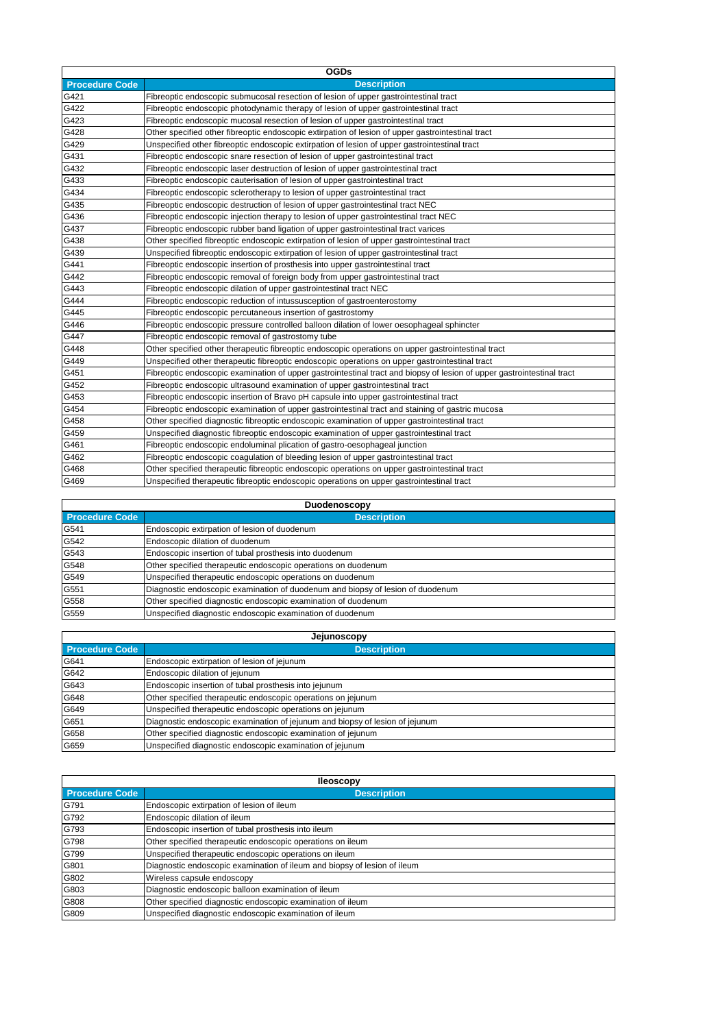## OGDs

| Procedure Code | Description |
|---|---|
| G421 | Fibreoptic endoscopic submucosal resection of lesion of upper gastrointestinal tract |
| G422 | Fibreoptic endoscopic photodynamic therapy of lesion of upper gastrointestinal tract |
| G423 | Fibreoptic endoscopic mucosal resection of lesion of upper gastrointestinal tract |
| G428 | Other specified other fibreoptic endoscopic extirpation of lesion of upper gastrointestinal tract |
| G429 | Unspecified other fibreoptic endoscopic extirpation of lesion of upper gastrointestinal tract |
| G431 | Fibreoptic endoscopic snare resection of lesion of upper gastrointestinal tract |
| G432 | Fibreoptic endoscopic laser destruction of lesion of upper gastrointestinal tract |
| G433 | Fibreoptic endoscopic cauterisation of lesion of upper gastrointestinal tract |
| G434 | Fibreoptic endoscopic sclerotherapy to lesion of upper gastrointestinal tract |
| G435 | Fibreoptic endoscopic destruction of lesion of upper gastrointestinal tract NEC |
| G436 | Fibreoptic endoscopic injection therapy to lesion of upper gastrointestinal tract NEC |
| G437 | Fibreoptic endoscopic rubber band ligation of upper gastrointestinal tract varices |
| G438 | Other specified fibreoptic endoscopic extirpation of lesion of upper gastrointestinal tract |
| G439 | Unspecified fibreoptic endoscopic extirpation of lesion of upper gastrointestinal tract |
| G441 | Fibreoptic endoscopic insertion of prosthesis into upper gastrointestinal tract |
| G442 | Fibreoptic endoscopic removal of foreign body from upper gastrointestinal tract |
| G443 | Fibreoptic endoscopic dilation of upper gastrointestinal tract NEC |
| G444 | Fibreoptic endoscopic reduction of intussusception of gastroenterostomy |
| G445 | Fibreoptic endoscopic percutaneous insertion of gastrostomy |
| G446 | Fibreoptic endoscopic pressure controlled balloon dilation of lower oesophageal sphincter |
| G447 | Fibreoptic endoscopic removal of gastrostomy tube |
| G448 | Other specified other therapeutic fibreoptic endoscopic operations on upper gastrointestinal tract |
| G449 | Unspecified other therapeutic fibreoptic endoscopic operations on upper gastrointestinal tract |
| G451 | Fibreoptic endoscopic examination of upper gastrointestinal tract and biopsy of lesion of upper gastrointestinal tract |
| G452 | Fibreoptic endoscopic ultrasound examination of upper gastrointestinal tract |
| G453 | Fibreoptic endoscopic insertion of Bravo pH capsule into upper gastrointestinal tract |
| G454 | Fibreoptic endoscopic examination of upper gastrointestinal tract and staining of gastric mucosa |
| G458 | Other specified diagnostic fibreoptic endoscopic examination of upper gastrointestinal tract |
| G459 | Unspecified diagnostic fibreoptic endoscopic examination of upper gastrointestinal tract |
| G461 | Fibreoptic endoscopic endoluminal plication of gastro-oesophageal junction |
| G462 | Fibreoptic endoscopic coagulation of bleeding lesion of upper gastrointestinal tract |
| G468 | Other specified therapeutic fibreoptic endoscopic operations on upper gastrointestinal tract |
| G469 | Unspecified therapeutic fibreoptic endoscopic operations on upper gastrointestinal tract |

## Duodenoscopy

| Procedure Code | Description |
|---|---|
| G541 | Endoscopic extirpation of lesion of duodenum |
| G542 | Endoscopic dilation of duodenum |
| G543 | Endoscopic insertion of tubal prosthesis into duodenum |
| G548 | Other specified therapeutic endoscopic operations on duodenum |
| G549 | Unspecified therapeutic endoscopic operations on duodenum |
| G551 | Diagnostic endoscopic examination of duodenum and biopsy of lesion of duodenum |
| G558 | Other specified diagnostic endoscopic examination of duodenum |
| G559 | Unspecified diagnostic endoscopic examination of duodenum |

## Jejunoscopy

| Procedure Code | Description |
|---|---|
| G641 | Endoscopic extirpation of lesion of jejunum |
| G642 | Endoscopic dilation of jejunum |
| G643 | Endoscopic insertion of tubal prosthesis into jejunum |
| G648 | Other specified therapeutic endoscopic operations on jejunum |
| G649 | Unspecified therapeutic endoscopic operations on jejunum |
| G651 | Diagnostic endoscopic examination of jejunum and biopsy of lesion of jejunum |
| G658 | Other specified diagnostic endoscopic examination of jejunum |
| G659 | Unspecified diagnostic endoscopic examination of jejunum |

## Ileoscopy

| Procedure Code | Description |
|---|---|
| G791 | Endoscopic extirpation of lesion of ileum |
| G792 | Endoscopic dilation of ileum |
| G793 | Endoscopic insertion of tubal prosthesis into ileum |
| G798 | Other specified therapeutic endoscopic operations on ileum |
| G799 | Unspecified therapeutic endoscopic operations on ileum |
| G801 | Diagnostic endoscopic examination of ileum and biopsy of lesion of ileum |
| G802 | Wireless capsule endoscopy |
| G803 | Diagnostic endoscopic balloon examination of ileum |
| G808 | Other specified diagnostic endoscopic examination of ileum |
| G809 | Unspecified diagnostic endoscopic examination of ileum |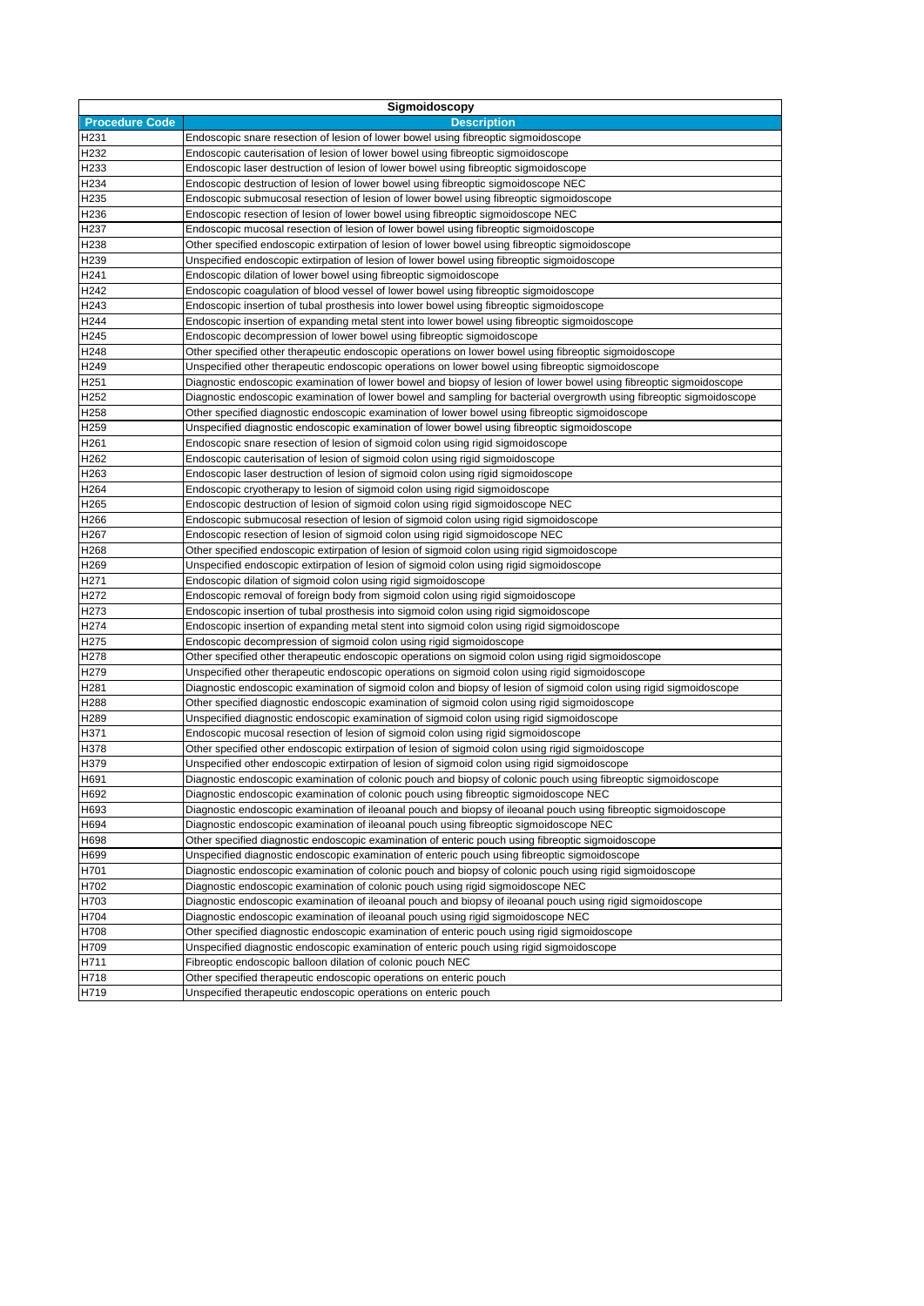| Sigmoidoscopy | |
|---|---|
| **Procedure Code** | **Description** |
| H231 | Endoscopic snare resection of lesion of lower bowel using fibreoptic sigmoidoscope |
| H232 | Endoscopic cauterisation of lesion of lower bowel using fibreoptic sigmoidoscope |
| H233 | Endoscopic laser destruction of lesion of lower bowel using fibreoptic sigmoidoscope |
| H234 | Endoscopic destruction of lesion of lower bowel using fibreoptic sigmoidoscope NEC |
| H235 | Endoscopic submucosal resection of lesion of lower bowel using fibreoptic sigmoidoscope |
| H236 | Endoscopic resection of lesion of lower bowel using fibreoptic sigmoidoscope NEC |
| H237 | Endoscopic mucosal resection of lesion of lower bowel using fibreoptic sigmoidoscope |
| H238 | Other specified endoscopic extirpation of lesion of lower bowel using fibreoptic sigmoidoscope |
| H239 | Unspecified endoscopic extirpation of lesion of lower bowel using fibreoptic sigmoidoscope |
| H241 | Endoscopic dilation of lower bowel using fibreoptic sigmoidoscope |
| H242 | Endoscopic coagulation of blood vessel of lower bowel using fibreoptic sigmoidoscope |
| H243 | Endoscopic insertion of tubal prosthesis into lower bowel using fibreoptic sigmoidoscope |
| H244 | Endoscopic insertion of expanding metal stent into lower bowel using fibreoptic sigmoidoscope |
| H245 | Endoscopic decompression of lower bowel using fibreoptic sigmoidoscope |
| H248 | Other specified other therapeutic endoscopic operations on lower bowel using fibreoptic sigmoidoscope |
| H249 | Unspecified other therapeutic endoscopic operations on lower bowel using fibreoptic sigmoidoscope |
| H251 | Diagnostic endoscopic examination of lower bowel and biopsy of lesion of lower bowel using fibreoptic sigmoidoscope |
| H252 | Diagnostic endoscopic examination of lower bowel and sampling for bacterial overgrowth using fibreoptic sigmoidoscope |
| H258 | Other specified diagnostic endoscopic examination of lower bowel using fibreoptic sigmoidoscope |
| H259 | Unspecified diagnostic endoscopic examination of lower bowel using fibreoptic sigmoidoscope |
| H261 | Endoscopic snare resection of lesion of sigmoid colon using rigid sigmoidoscope |
| H262 | Endoscopic cauterisation of lesion of sigmoid colon using rigid sigmoidoscope |
| H263 | Endoscopic laser destruction of lesion of sigmoid colon using rigid sigmoidoscope |
| H264 | Endoscopic cryotherapy to lesion of sigmoid colon using rigid sigmoidoscope |
| H265 | Endoscopic destruction of lesion of sigmoid colon using rigid sigmoidoscope NEC |
| H266 | Endoscopic submucosal resection of lesion of sigmoid colon using rigid sigmoidoscope |
| H267 | Endoscopic resection of lesion of sigmoid colon using rigid sigmoidoscope NEC |
| H268 | Other specified endoscopic extirpation of lesion of sigmoid colon using rigid sigmoidoscope |
| H269 | Unspecified endoscopic extirpation of lesion of sigmoid colon using rigid sigmoidoscope |
| H271 | Endoscopic dilation of sigmoid colon using rigid sigmoidoscope |
| H272 | Endoscopic removal of foreign body from sigmoid colon using rigid sigmoidoscope |
| H273 | Endoscopic insertion of tubal prosthesis into sigmoid colon using rigid sigmoidoscope |
| H274 | Endoscopic insertion of expanding metal stent into sigmoid colon using rigid sigmoidoscope |
| H275 | Endoscopic decompression of sigmoid colon using rigid sigmoidoscope |
| H278 | Other specified other therapeutic endoscopic operations on sigmoid colon using rigid sigmoidoscope |
| H279 | Unspecified other therapeutic endoscopic operations on sigmoid colon using rigid sigmoidoscope |
| H281 | Diagnostic endoscopic examination of sigmoid colon and biopsy of lesion of sigmoid colon using rigid sigmoidoscope |
| H288 | Other specified diagnostic endoscopic examination of sigmoid colon using rigid sigmoidoscope |
| H289 | Unspecified diagnostic endoscopic examination of sigmoid colon using rigid sigmoidoscope |
| H371 | Endoscopic mucosal resection of lesion of sigmoid colon using rigid sigmoidoscope |
| H378 | Other specified other endoscopic extirpation of lesion of sigmoid colon using rigid sigmoidoscope |
| H379 | Unspecified other endoscopic extirpation of lesion of sigmoid colon using rigid sigmoidoscope |
| H691 | Diagnostic endoscopic examination of colonic pouch and biopsy of colonic pouch using fibreoptic sigmoidoscope |
| H692 | Diagnostic endoscopic examination of colonic pouch using fibreoptic sigmoidoscope NEC |
| H693 | Diagnostic endoscopic examination of ileoanal pouch and biopsy of ileoanal pouch using fibreoptic sigmoidoscope |
| H694 | Diagnostic endoscopic examination of ileoanal pouch using fibreoptic sigmoidoscope NEC |
| H698 | Other specified diagnostic endoscopic examination of enteric pouch using fibreoptic sigmoidoscope |
| H699 | Unspecified diagnostic endoscopic examination of enteric pouch using fibreoptic sigmoidoscope |
| H701 | Diagnostic endoscopic examination of colonic pouch and biopsy of colonic pouch using rigid sigmoidoscope |
| H702 | Diagnostic endoscopic examination of colonic pouch using rigid sigmoidoscope NEC |
| H703 | Diagnostic endoscopic examination of ileoanal pouch and biopsy of ileoanal pouch using rigid sigmoidoscope |
| H704 | Diagnostic endoscopic examination of ileoanal pouch using rigid sigmoidoscope NEC |
| H708 | Other specified diagnostic endoscopic examination of enteric pouch using rigid sigmoidoscope |
| H709 | Unspecified diagnostic endoscopic examination of enteric pouch using rigid sigmoidoscope |
| H711 | Fibreoptic endoscopic balloon dilation of colonic pouch NEC |
| H718 | Other specified therapeutic endoscopic operations on enteric pouch |
| H719 | Unspecified therapeutic endoscopic operations on enteric pouch |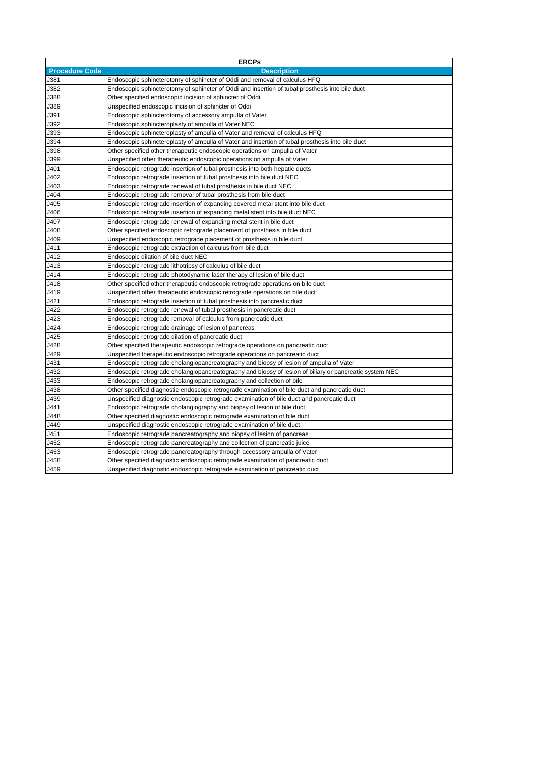| ERCPs | |
|---|---|
| **Procedure Code** | **Description** |
| J381 | Endoscopic sphincterotomy of sphincter of Oddi and removal of calculus HFQ |
| J382 | Endoscopic sphincterotomy of sphincter of Oddi and insertion of tubal prosthesis into bile duct |
| J388 | Other specified endoscopic incision of sphincter of Oddi |
| J389 | Unspecified endoscopic incision of sphincter of Oddi |
| J391 | Endoscopic sphincterotomy of accessory ampulla of Vater |
| J392 | Endoscopic sphincteroplasty of ampulla of Vater NEC |
| J393 | Endoscopic sphincteroplasty of ampulla of Vater and removal of calculus HFQ |
| J394 | Endoscopic sphincteroplasty of ampulla of Vater and insertion of tubal prosthesis into bile duct |
| J398 | Other specified other therapeutic endoscopic operations on ampulla of Vater |
| J399 | Unspecified other therapeutic endoscopic operations on ampulla of Vater |
| J401 | Endoscopic retrograde insertion of tubal prosthesis into both hepatic ducts |
| J402 | Endoscopic retrograde insertion of tubal prosthesis into bile duct NEC |
| J403 | Endoscopic retrograde renewal of tubal prosthesis in bile duct NEC |
| J404 | Endoscopic retrograde removal of tubal prosthesis from bile duct |
| J405 | Endoscopic retrograde insertion of expanding covered metal stent into bile duct |
| J406 | Endoscopic retrograde insertion of expanding metal stent into bile duct NEC |
| J407 | Endoscopic retrograde renewal of expanding metal stent in bile duct |
| J408 | Other specified endoscopic retrograde placement of prosthesis in bile duct |
| J409 | Unspecified endoscopic retrograde placement of prosthesis in bile duct |
| J411 | Endoscopic retrograde extraction of calculus from bile duct |
| J412 | Endoscopic dilation of bile duct NEC |
| J413 | Endoscopic retrograde lithotripsy of calculus of bile duct |
| J414 | Endoscopic retrograde photodynamic laser therapy of lesion of bile duct |
| J418 | Other specified other therapeutic endoscopic retrograde operations on bile duct |
| J419 | Unspecified other therapeutic endoscopic retrograde operations on bile duct |
| J421 | Endoscopic retrograde insertion of tubal prosthesis into pancreatic duct |
| J422 | Endoscopic retrograde renewal of tubal prosthesis in pancreatic duct |
| J423 | Endoscopic retrograde removal of calculus from pancreatic duct |
| J424 | Endoscopic retrograde drainage of lesion of pancreas |
| J425 | Endoscopic retrograde dilation of pancreatic duct |
| J428 | Other specified therapeutic endoscopic retrograde operations on pancreatic duct |
| J429 | Unspecified therapeutic endoscopic retrograde operations on pancreatic duct |
| J431 | Endoscopic retrograde cholangiopancreatography and biopsy of lesion of ampulla of Vater |
| J432 | Endoscopic retrograde cholangiopancreatography and biopsy of lesion of biliary or pancreatic system NEC |
| J433 | Endoscopic retrograde cholangiopancreatography and collection of bile |
| J438 | Other specified diagnostic endoscopic retrograde examination of bile duct and pancreatic duct |
| J439 | Unspecified diagnostic endoscopic retrograde examination of bile duct and pancreatic duct |
| J441 | Endoscopic retrograde cholangiography and biopsy of lesion of bile duct |
| J448 | Other specified diagnostic endoscopic retrograde examination of bile duct |
| J449 | Unspecified diagnostic endoscopic retrograde examination of bile duct |
| J451 | Endoscopic retrograde pancreatography and biopsy of lesion of pancreas |
| J452 | Endoscopic retrograde pancreatography and collection of pancreatic juice |
| J453 | Endoscopic retrograde pancreatography through accessory ampulla of Vater |
| J458 | Other specified diagnostic endoscopic retrograde examination of pancreatic duct |
| J459 | Unspecified diagnostic endoscopic retrograde examination of pancreatic duct |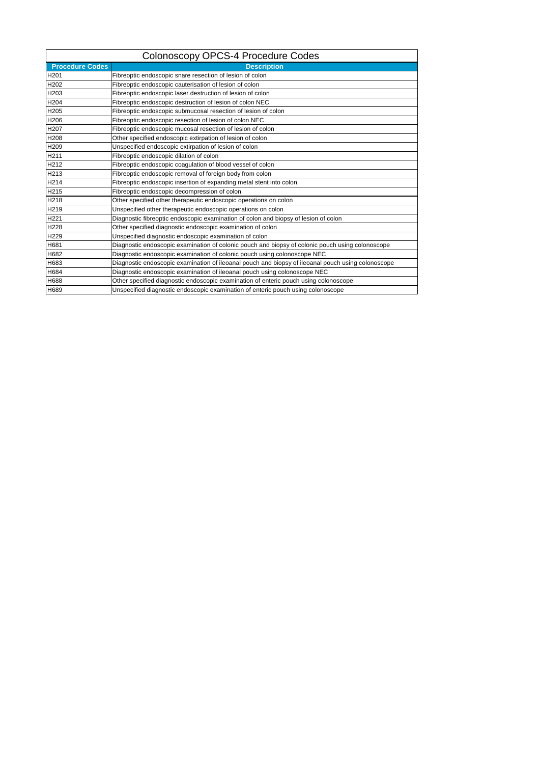## Colonoscopy OPCS-4 Procedure Codes

| Procedure Codes | Description |
|---|---|
| H201 | Fibreoptic endoscopic snare resection of lesion of colon |
| H202 | Fibreoptic endoscopic cauterisation of lesion of colon |
| H203 | Fibreoptic endoscopic laser destruction of lesion of colon |
| H204 | Fibreoptic endoscopic destruction of lesion of colon NEC |
| H205 | Fibreoptic endoscopic submucosal resection of lesion of colon |
| H206 | Fibreoptic endoscopic resection of lesion of colon NEC |
| H207 | Fibreoptic endoscopic mucosal resection of lesion of colon |
| H208 | Other specified endoscopic extirpation of lesion of colon |
| H209 | Unspecified endoscopic extirpation of lesion of colon |
| H211 | Fibreoptic endoscopic dilation of colon |
| H212 | Fibreoptic endoscopic coagulation of blood vessel of colon |
| H213 | Fibreoptic endoscopic removal of foreign body from colon |
| H214 | Fibreoptic endoscopic insertion of expanding metal stent into colon |
| H215 | Fibreoptic endoscopic decompression of colon |
| H218 | Other specified other therapeutic endoscopic operations on colon |
| H219 | Unspecified other therapeutic endoscopic operations on colon |
| H221 | Diagnostic fibreoptic endoscopic examination of colon and biopsy of lesion of colon |
| H228 | Other specified diagnostic endoscopic examination of colon |
| H229 | Unspecified diagnostic endoscopic examination of colon |
| H681 | Diagnostic endoscopic examination of colonic pouch and biopsy of colonic pouch using colonoscope |
| H682 | Diagnostic endoscopic examination of colonic pouch using colonoscope NEC |
| H683 | Diagnostic endoscopic examination of ileoanal pouch and biopsy of ileoanal pouch using colonoscope |
| H684 | Diagnostic endoscopic examination of ileoanal pouch using colonoscope NEC |
| H688 | Other specified diagnostic endoscopic examination of enteric pouch using colonoscope |
| H689 | Unspecified diagnostic endoscopic examination of enteric pouch using colonoscope |